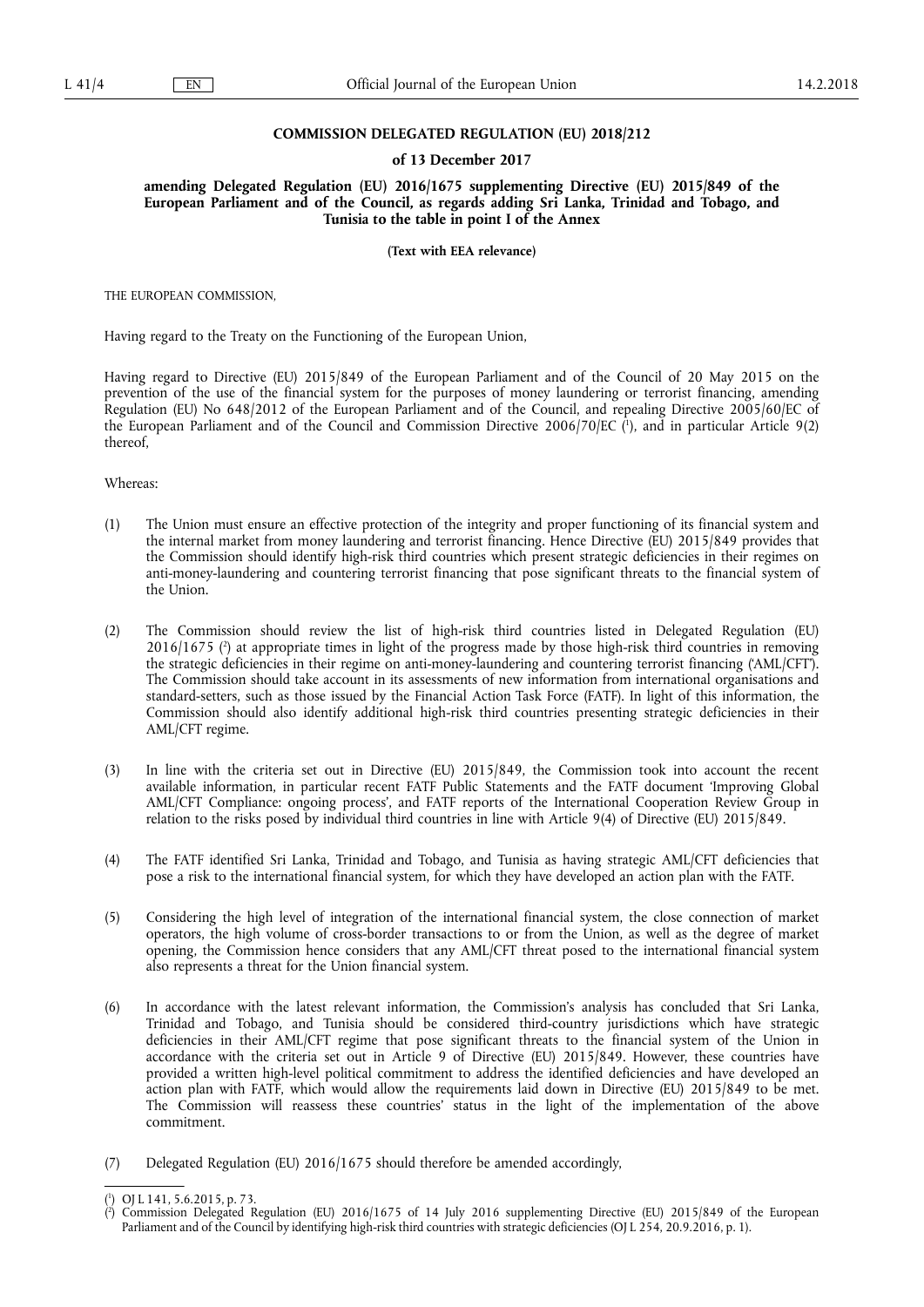**COMMISSION DELEGATED REGULATION (EU) 2018/212**

**of 13 December 2017**

**amending Delegated Regulation (EU) 2016/1675 supplementing Directive (EU) 2015/849 of the European Parliament and of the Council, as regards adding Sri Lanka, Trinidad and Tobago, and Tunisia to the table in point I of the Annex**

**(Text with EEA relevance)**

THE EUROPEAN COMMISSION,

Having regard to the Treaty on the Functioning of the European Union,

Having regard to Directive (EU) 2015/849 of the European Parliament and of the Council of 20 May 2015 on the prevention of the use of the financial system for the purposes of money laundering or terrorist financing, amending Regulation (EU) No 648/2012 of the European Parliament and of the Council, and repealing Directive 2005/60/EC of the European Parliament and of the Council and Commission Directive 2006/70/EC [1], and in particular Article 9(2) thereof,

Whereas:

(1) The Union must ensure an effective protection of the integrity and proper functioning of its financial system and the internal market from money laundering and terrorist financing. Hence Directive (EU) 2015/849 provides that the Commission should identify high-risk third countries which present strategic deficiencies in their regimes on anti-money-laundering and countering terrorist financing that pose significant threats to the financial system of the Union.

(2) The Commission should review the list of high-risk third countries listed in Delegated Regulation (EU) 2016/1675 [2] at appropriate times in light of the progress made by those high-risk third countries in removing the strategic deficiencies in their regime on anti-money-laundering and countering terrorist financing ('AML/CFT'). The Commission should take account in its assessments of new information from international organisations and standard-setters, such as those issued by the Financial Action Task Force (FATF). In light of this information, the Commission should also identify additional high-risk third countries presenting strategic deficiencies in their AML/CFT regime.

(3) In line with the criteria set out in Directive (EU) 2015/849, the Commission took into account the recent available information, in particular recent FATF Public Statements and the FATF document 'Improving Global AML/CFT Compliance: ongoing process', and FATF reports of the International Cooperation Review Group in relation to the risks posed by individual third countries in line with Article 9(4) of Directive (EU) 2015/849.

(4) The FATF identified Sri Lanka, Trinidad and Tobago, and Tunisia as having strategic AML/CFT deficiencies that pose a risk to the international financial system, for which they have developed an action plan with the FATF.

(5) Considering the high level of integration of the international financial system, the close connection of market operators, the high volume of cross-border transactions to or from the Union, as well as the degree of market opening, the Commission hence considers that any AML/CFT threat posed to the international financial system also represents a threat for the Union financial system.

(6) In accordance with the latest relevant information, the Commission's analysis has concluded that Sri Lanka, Trinidad and Tobago, and Tunisia should be considered third-country jurisdictions which have strategic deficiencies in their AML/CFT regime that pose significant threats to the financial system of the Union in accordance with the criteria set out in Article 9 of Directive (EU) 2015/849. However, these countries have provided a written high-level political commitment to address the identified deficiencies and have developed an action plan with FATF, which would allow the requirements laid down in Directive (EU) 2015/849 to be met. The Commission will reassess these countries' status in the light of the implementation of the above commitment.

(7) Delegated Regulation (EU) 2016/1675 should therefore be amended accordingly,

---

[1] OJ L 141, 5.6.2015, p. 73.

[2] Commission Delegated Regulation (EU) 2016/1675 of 14 July 2016 supplementing Directive (EU) 2015/849 of the European Parliament and of the Council by identifying high-risk third countries with strategic deficiencies (OJ L 254, 20.9.2016, p. 1).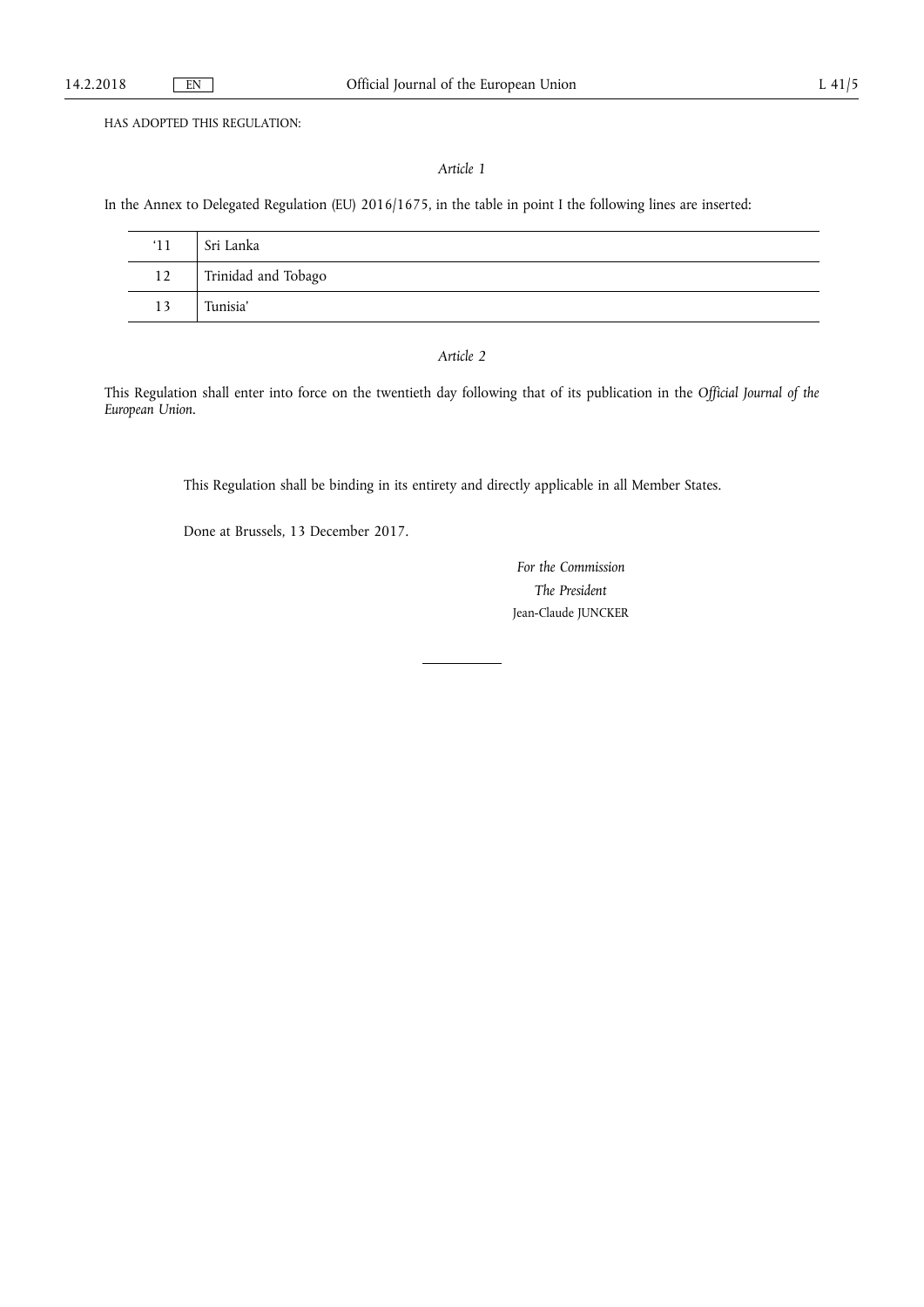HAS ADOPTED THIS REGULATION:

*Article 1*

In the Annex to Delegated Regulation (EU) 2016/1675, in the table in point I the following lines are inserted:

| | |
|---|---|
| ‘11 | Sri Lanka |
| 12 | Trinidad and Tobago |
| 13 | Tunisia’ |

*Article 2*

This Regulation shall enter into force on the twentieth day following that of its publication in the *Official Journal of the European Union*.

This Regulation shall be binding in its entirety and directly applicable in all Member States.

Done at Brussels, 13 December 2017.

*For the Commission*

*The President*

Jean-Claude JUNCKER